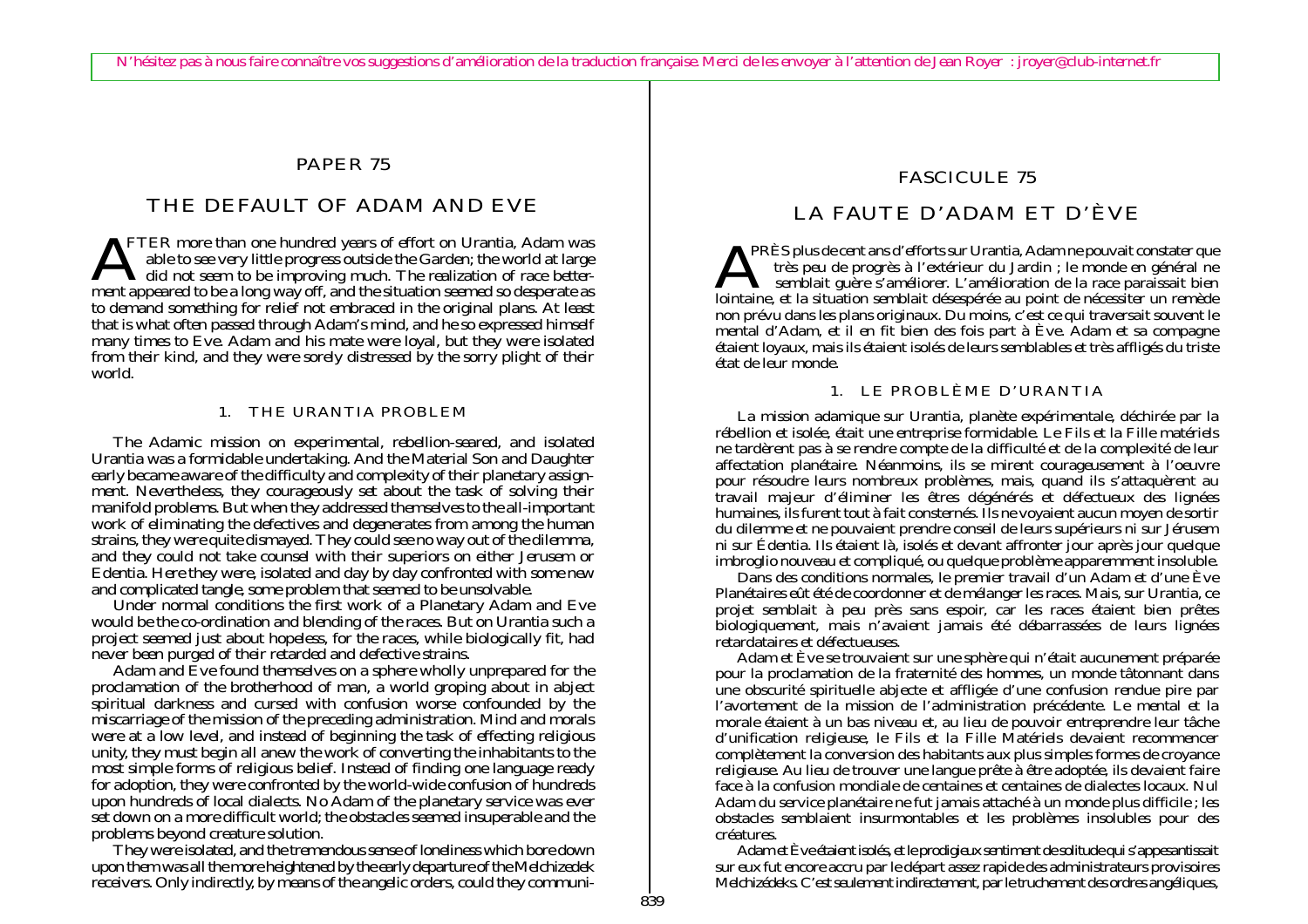N'hésitez pas à nous faire connaître vos suggestions d'amélioration de la traduction française. Merci de les envoyer à l'attention de Jean Royer : jroyer@club-internet.fr

# PAPER 75

# THE DEFAULT OF ADAM AND EVE

AFTER more than one hundred years of effort on Urantia, Adam was able to see very little progress outside the Garden; the world at large did not seem to be improving much. The realization of race betterment appeared to be a long way off, and the situation seemed so desperate as to demand something for relief not embraced in the original plans. At least that is what often passed through Adam's mind, and he so expressed himself many times to Eve. Adam and his mate were loyal, but they were isolated from their kind, and they were sorely distressed by the sorry plight of their world.

## 1. THE URANTIA PROBLEM

The Adamic mission on experimental, rebellion-seared, and isolated Urantia was a formidable undertaking. And the Material Son and Daughter early became aware of the difficulty and complexity of their planetary assignment. Nevertheless, they courageously set about the task of solving their manifold problems. But when they addressed themselves to the all-important work of eliminating the defectives and degenerates from among the human strains, they were quite dismayed. They could see no way out of the dilemma, and they could not take counsel with their superiors on either Jerusem or Edentia. Here they were, isolated and day by day confronted with some new and complicated tangle, some problem that seemed to be unsolvable.

Under normal conditions the first work of a Planetary Adam and Eve would be the co-ordination and blending of the races. But on Urantia such a project seemed just about hopeless, for the races, while biologically fit, had never been purged of their retarded and defective strains.

Adam and Eve found themselves on a sphere wholly unprepared for the proclamation of the brotherhood of man, a world groping about in abject spiritual darkness and cursed with confusion worse confounded by the miscarriage of the mission of the preceding administration. Mind and morals were at a low level, and instead of beginning the task of effecting religious unity, they must begin all anew the work of converting the inhabitants to the most simple forms of religious belief. Instead of finding one language ready for adoption, they were confronted by the world-wide confusion of hundreds upon hundreds of local dialects. No Adam of the planetary service was ever set down on a more difficult world; the obstacles seemed insuperable and the problems beyond creature solution.

They were isolated, and the tremendous sense of loneliness which bore down upon them was all the more heightened by the early departure of the Melchizedek receivers. Only indirectly, by means of the angelic orders, could they communi-

# FASCICULE 75

# LA FAUTE D'ADAM ET D'ÈVE

APRÈS plus de cent ans d'efforts sur Urantia, Adam ne pouvait constater que très peu de progrès à l'extérieur du Jardin ; le monde en général ne semblait guère s'améliorer. L'amélioration de la race paraissait bien lointaine, et la situation semblait désespérée au point de nécessiter un remède non prévu dans les plans originaux. Du moins, c'est ce qui traversait souvent le mental d'Adam, et il en fit bien des fois part à Ève. Adam et sa compagne étaient loyaux, mais ils étaient isolés de leurs semblables et très affligés du triste état de leur monde.

## 1. LE PROBLÈME D'URANTIA

La mission adamique sur Urantia, planète expérimentale, déchirée par la rébellion et isolée, était une entreprise formidable. Le Fils et la Fille matériels ne tardèrent pas à se rendre compte de la difficulté et de la complexité de leur affectation planétaire. Néanmoins, ils se mirent courageusement à l'oeuvre pour résoudre leurs nombreux problèmes, mais, quand ils s'attaquèrent au travail majeur d'éliminer les êtres dégénérés et défectueux des lignées humaines, ils furent tout à fait consternés. Ils ne voyaient aucun moyen de sortir du dilemme et ne pouvaient prendre conseil de leurs supérieurs ni sur Jérusem ni sur Édentia. Ils étaient là, isolés et devant affronter jour après jour quelque imbroglio nouveau et compliqué, ou quelque problème apparemment insoluble.

Dans des conditions normales, le premier travail d'un Adam et d'une Ève Planétaires eût été de coordonner et de mélanger les races. Mais, sur Urantia, ce projet semblait à peu près sans espoir, car les races étaient bien prêtes biologiquement, mais n'avaient jamais été débarrassées de leurs lignées retardataires et défectueuses.

Adam et Ève se trouvaient sur une sphère qui n'était aucunement préparée pour la proclamation de la fraternité des hommes, un monde tâtonnant dans une obscurité spirituelle abjecte et affligée d'une confusion rendue pire par l'avortement de la mission de l'administration précédente. Le mental et la morale étaient à un bas niveau et, au lieu de pouvoir entreprendre leur tâche d'unification religieuse, le Fils et la Fille Matériels devaient recommencer complètement la conversion des habitants aux plus simples formes de croyance religieuse. Au lieu de trouver une langue prête à être adoptée, ils devaient faire face à la confusion mondiale de centaines et centaines de dialectes locaux. Nul Adam du service planétaire ne fut jamais attaché à un monde plus difficile ; les obstacles semblaient insurmontables et les problèmes insolubles pour des créatures.

Adam et Ève étaient isolés, et le prodigieux sentiment de solitude qui s'appesantissait sur eux fut encore accru par le départ assez rapide des administrateurs provisoires Melchizédeks. C'est seulement indirectement, par le truchement des ordres angéliques,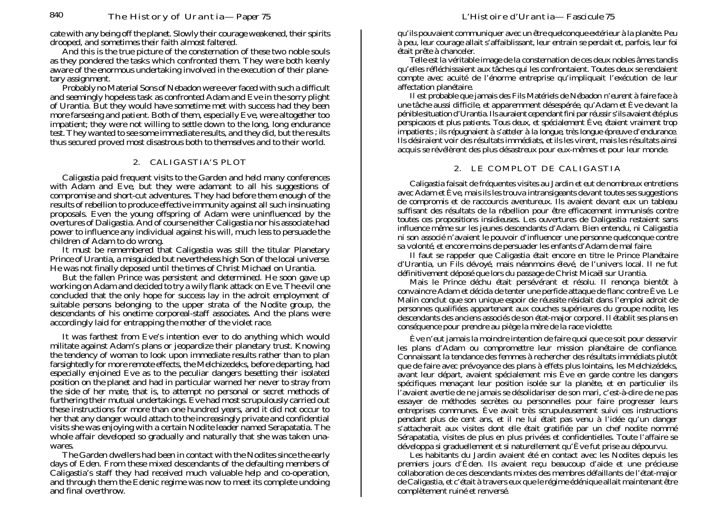cate with any being off the planet. Slowly their courage weakened, their spirits drooped, and sometimes their faith almost faltered.

And this is the true picture of the consternation of these two noble souls as they pondered the tasks which confronted them. They were both keenly aware of the enormous undertaking involved in the execution of their planetary assignment.

Probably no Material Sons of Nebadon were ever faced with such a difficult and seemingly hopeless task as confronted Adam and Eve in the sorry plight of Urantia. But they would have sometime met with success had they been more farseeing and patient. Both of them, especially Eve, were altogether too impatient; they were not willing to settle down to the long, long endurance test. They wanted to see some immediate results, and they did, but the results thus secured proved most disastrous both to themselves and to their world.

## 2. CALIGASTIA'S PLOT

Caligastia paid frequent visits to the Garden and held many conferences with Adam and Eve, but they were adamant to all his suggestions of compromise and short-cut adventures. They had before them enough of the results of rebellion to produce effective immunity against all such insinuating proposals. Even the young offspring of Adam were uninfluenced by the overtures of Daligastia. And of course neither Caligastia nor his associate had power to influence any individual against his will, much less to persuade the children of Adam to do wrong.

It must be remembered that Caligastia was still the titular Planetary Prince of Urantia, a misguided but nevertheless high Son of the local universe. He was not finally deposed until the times of Christ Michael on Urantia.

But the fallen Prince was persistent and determined. He soon gave up working on Adam and decided to try a wily flank attack on Eve. The evil one concluded that the only hope for success lay in the adroit employment of suitable persons belonging to the upper strata of the Nodite group, the descendants of his onetime corporeal-staff associates. And the plans were accordingly laid for entrapping the mother of the violet race.

It was farthest from Eve's intention ever to do anything which would militate against Adam's plans or jeopardize their planetary trust. Knowing the tendency of woman to look upon immediate results rather than to plan farsightedly for more remote effects, the Melchizedeks, before departing, had especially enjoined Eve as to the peculiar dangers besetting their isolated position on the planet and had in particular warned her never to stray from the side of her mate, that is, to attempt no personal or secret methods of furthering their mutual undertakings. Eve had most scrupulously carried out these instructions for more than one hundred years, and it did not occur to her that any danger would attach to the increasingly private and confidential visits she was enjoying with a certain Nodite leader named Serapatatia. The whole affair developed so gradually and naturally that she was taken unawares.

The Garden dwellers had been in contact with the Nodites since the early days of Eden. From these mixed descendants of the defaulting members of Caligastia's staff they had received much valuable help and co-operation, and through them the Edenic regime was now to meet its complete undoing and final overthrow.

qu'ils pouvaient communiquer avec un être quelconque extérieur à la planète. Peu à peu, leur courage allait s'affaiblissant, leur entrain se perdait et, parfois, leur foi était prête à chanceler.

Telle est la véritable image de la consternation de ces deux nobles âmes tandis qu'elles réfléchissaient aux tâches qui les confrontaient. Toutes deux se rendaient compte avec acuité de l'énorme entreprise qu'impliquait l'exécution de leur affectation planétaire.

Il est probable que jamais des Fils Matériels de Nébadon n'eurent à faire face à une tâche aussi difficile, et apparemment désespérée, qu'Adam et Ève devant la pénible situation d'Urantia. Ils auraient cependant fini par réussir s'ils avaient été plus perspicaces et plus patients. Tous deux, et spécialement Ève, étaient vraiment trop impatients ; ils répugnaient à s'atteler à la longue, très longue épreuve d'endurance. Ils désiraient voir des résultats immédiats, et ils les virent, mais les résultats ainsi acquis se révélèrent des plus désastreux pour eux-mêmes et pour leur monde.

## 2. LE COMPLOT DE CALIGASTIA

Caligastia faisait de fréquentes visites au Jardin et eut de nombreux entretiens avec Adam et Ève, mais ils les trouva intransigeants devant toutes ses suggestions de compromis et de raccourcis aventureux. Ils avaient devant eux un tableau suffisant des résultats de la rébellion pour être efficacement immunisés contre toutes ces propositions insidieuses. Les ouvertures de Daligastia restaient sans influence même sur les jeunes descendants d'Adam. Bien entendu, ni Caligastia ni son associé n'avaient le pouvoir d'influencer une personne quelconque contre sa volonté, et encore moins de persuader les enfants d'Adam de mal faire.

Il faut se rappeler que Caligastia était encore en titre le Prince Planétaire d'Urantia, un Fils dévoyé, mais néanmoins élevé, de l'univers local. Il ne fut définitivement déposé que lors du passage de Christ Micaël sur Urantia.

Mais le Prince déchu était persévérant et résolu. Il renonça bientôt à convaincre Adam et décida de tenter une perfide attaque de flanc contre Ève. Le Malin conclut que son unique espoir de réussite résidait dans l'emploi adroit de personnes qualifiées appartenant aux couches supérieures du groupe nodite, les descendants des anciens associés de son état-major corporel. Il établit ses plans en conséquence pour prendre au piège la mère de la race violette.

Ève n'eut jamais la moindre intention de faire quoi que ce soit pour desservir les plans d'Adam ou compromettre leur mission planétaire de confiance. Connaissant la tendance des femmes à rechercher des résultats immédiats plutôt que de faire avec prévoyance des plans à effets plus lointains, les Melchizédeks, avant leur départ, avaient spécialement mis Ève en garde contre les dangers spécifiques menaçant leur position isolée sur la planète, et en particulier ils l'avaient avertie de ne jamais se désolidariser de son mari, c'est-à-dire de ne pas essayer de méthodes secrètes ou personnelles pour faire progresser leurs entreprises communes. Ève avait très scrupuleusement suivi ces instructions pendant plus de cent ans, et il ne lui était pas venu à l'idée qu'un danger s'attacherait aux visites dont elle était gratifiée par un chef nodite nommé Sérapatatia, visites de plus en plus privées et confidentielles. Toute l'affaire se développa si graduellement et si naturellement qu'Ève fut prise au dépourvu.

Les habitants du Jardin avaient été en contact avec les Nodites depuis les premiers jours d'Éden. Ils avaient reçu beaucoup d'aide et une précieuse collaboration de ces descendants mixtes des membres défaillants de l'état-major de Caligastia, et c'était à travers eux que le régime édénique allait maintenant être complètement ruiné et renversé.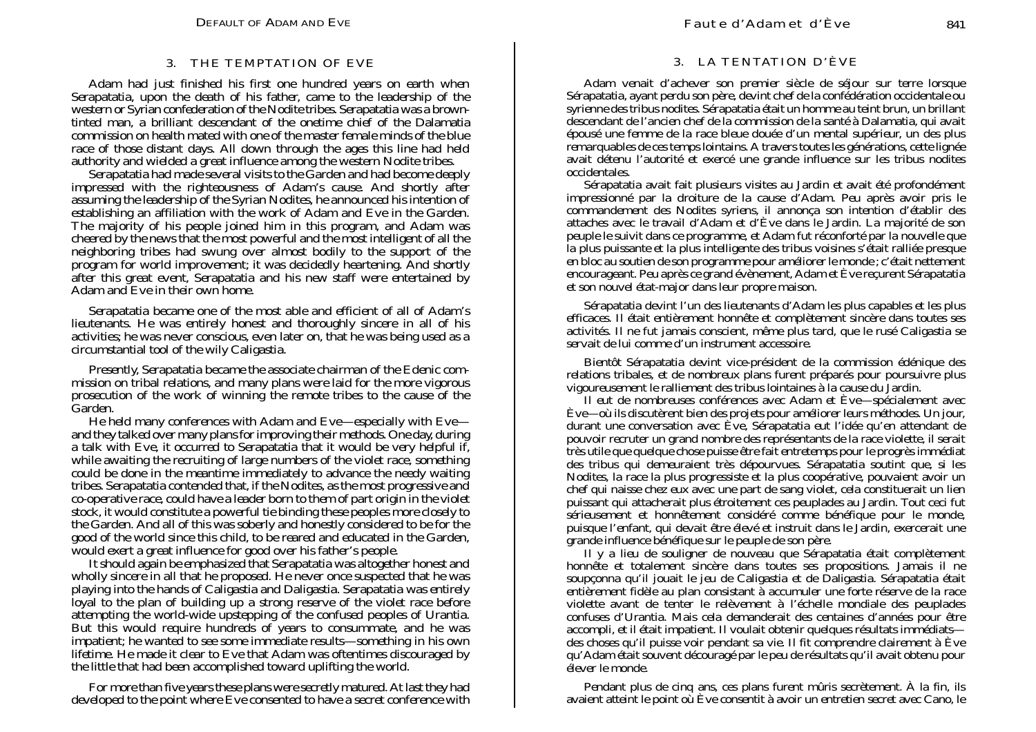## 3. THE TEMPTATION OF EVE

Adam had just finished his first one hundred years on earth when Serapatatia, upon the death of his father, came to the leadership of the western or Syrian confederation of the Nodite tribes. Serapatatia was a brown-tinted man, a brilliant descendant of the onetime chief of the Dalamatia commission on health mated with one of the master female minds of the blue race of those distant days. All down through the ages this line had held authority and wielded a great influence among the western Nodite tribes.

Serapatatia had made several visits to the Garden and had become deeply impressed with the righteousness of Adam's cause. And shortly after assuming the leadership of the Syrian Nodites, he announced his intention of establishing an affiliation with the work of Adam and Eve in the Garden. The majority of his people joined him in this program, and Adam was cheered by the news that the most powerful and the most intelligent of all the neighboring tribes had swung over almost bodily to the support of the program for world improvement; it was decidedly heartening. And shortly after this great event, Serapatatia and his new staff were entertained by Adam and Eve in their own home.

Serapatatia became one of the most able and efficient of all of Adam's lieutenants. He was entirely honest and thoroughly sincere in all of his activities; he was never conscious, even later on, that he was being used as a circumstantial tool of the wily Caligastia.

Presently, Serapatatia became the associate chairman of the Edenic commission on tribal relations, and many plans were laid for the more vigorous prosecution of the work of winning the remote tribes to the cause of the Garden.

He held many conferences with Adam and Eve—especially with Eve—and they talked over many plans for improving their methods. One day, during a talk with Eve, it occurred to Serapatatia that it would be very helpful if, while awaiting the recruiting of large numbers of the violet race, something could be done in the meantime immediately to advance the needy waiting tribes. Serapatatia contended that, if the Nodites, as the most progressive and co-operative race, could have a leader born to them of part origin in the violet stock, it would constitute a powerful tie binding these peoples more closely to the Garden. And all of this was soberly and honestly considered to be for the good of the world since this child, to be reared and educated in the Garden, would exert a great influence for good over his father's people.

It should again be emphasized that Serapatatia was altogether honest and wholly sincere in all that he proposed. He never once suspected that he was playing into the hands of Caligastia and Daligastia. Serapatatia was entirely loyal to the plan of building up a strong reserve of the violet race before attempting the world-wide upstepping of the confused peoples of Urantia. But this would require hundreds of years to consummate, and he was impatient; he wanted to see some immediate results—something in his own lifetime. He made it clear to Eve that Adam was oftentimes discouraged by the little that had been accomplished toward uplifting the world.

For more than five years these plans were secretly matured. At last they had developed to the point where Eve consented to have a secret conference with

## 3. LA TENTATION D'ÈVE

Adam venait d'achever son premier siècle de séjour sur terre lorsque Sérapatatia, ayant perdu son père, devint chef de la confédération occidentale ou syrienne des tribus nodites. Sérapatatia était un homme au teint brun, un brillant descendant de l'ancien chef de la commission de la santé à Dalamatia, qui avait épousé une femme de la race bleue douée d'un mental supérieur, un des plus remarquables de ces temps lointains. A travers toutes les générations, cette lignée avait détenu l'autorité et exercé une grande influence sur les tribus nodites occidentales.

Sérapatatia avait fait plusieurs visites au Jardin et avait été profondément impressionné par la droiture de la cause d'Adam. Peu après avoir pris le commandement des Nodites syriens, il annonça son intention d'établir des attaches avec le travail d'Adam et d'Ève dans le Jardin. La majorité de son peuple le suivit dans ce programme, et Adam fut réconforté par la nouvelle que la plus puissante et la plus intelligente des tribus voisines s'était ralliée presque en bloc au soutien de son programme pour améliorer le monde ; c'était nettement encourageant. Peu après ce grand évènement, Adam et Ève reçurent Sérapatatia et son nouvel état-major dans leur propre maison.

Sérapatatia devint l'un des lieutenants d'Adam les plus capables et les plus efficaces. Il était entièrement honnête et complètement sincère dans toutes ses activités. Il ne fut jamais conscient, même plus tard, que le rusé Caligastia se servait de lui comme d'un instrument accessoire.

Bientôt Sérapatatia devint vice-président de la commission édénique des relations tribales, et de nombreux plans furent préparés pour poursuivre plus vigoureusement le ralliement des tribus lointaines à la cause du Jardin.

Il eut de nombreuses conférences avec Adam et Ève—spécialement avec Ève—où ils discutèrent bien des projets pour améliorer leurs méthodes. Un jour, durant une conversation avec Ève, Sérapatatia eut l'idée qu'en attendant de pouvoir recruter un grand nombre des représentants de la race violette, il serait très utile que quelque chose puisse être fait entretemps pour le progrès immédiat des tribus qui demeuraient très dépourvues. Sérapatatia soutint que, si les Nodites, la race la plus progressiste et la plus coopérative, pouvaient avoir un chef qui naisse chez eux avec une part de sang violet, cela constituerait un lien puissant qui attacherait plus étroitement ces peuplades au Jardin. Tout ceci fut sérieusement et honnêtement considéré comme bénéfique pour le monde, puisque l'enfant, qui devait être élevé et instruit dans le Jardin, exercerait une grande influence bénéfique sur le peuple de son père.

Il y a lieu de souligner de nouveau que Sérapatatia était complètement honnête et totalement sincère dans toutes ses propositions. Jamais il ne soupçonna qu'il jouait le jeu de Caligastia et de Daligastia. Sérapatatia était entièrement fidèle au plan consistant à accumuler une forte réserve de la race violette avant de tenter le relèvement à l'échelle mondiale des peuplades confuses d'Urantia. Mais cela demanderait des centaines d'années pour être accompli, et il était impatient. Il voulait obtenir quelques résultats immédiats—des choses qu'il puisse voir pendant sa vie. Il fit comprendre clairement à Ève qu'Adam était souvent découragé par le peu de résultats qu'il avait obtenu pour élever le monde.

Pendant plus de cinq ans, ces plans furent mûris secrètement. À la fin, ils avaient atteint le point où Ève consentit à avoir un entretien secret avec Cano, le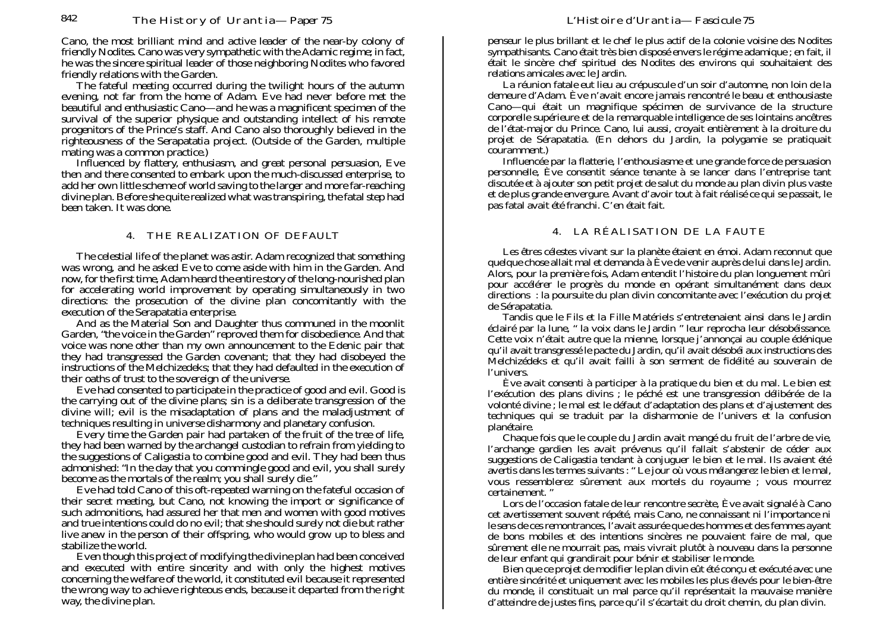Cano, the most brilliant mind and active leader of the near-by colony of friendly Nodites. Cano was very sympathetic with the Adamic regime; in fact, he was the sincere spiritual leader of those neighboring Nodites who favored friendly relations with the Garden.

The fateful meeting occurred during the twilight hours of the autumn evening, not far from the home of Adam. Eve had never before met the beautiful and enthusiastic Cano—and he was a magnificent specimen of the survival of the superior physique and outstanding intellect of his remote progenitors of the Prince's staff. And Cano also thoroughly believed in the righteousness of the Serapatatia project. (Outside of the Garden, multiple mating was a common practice.)

Influenced by flattery, enthusiasm, and great personal persuasion, Eve then and there consented to embark upon the much-discussed enterprise, to add her own little scheme of world saving to the larger and more far-reaching divine plan. Before she quite realized what was transpiring, the fatal step had been taken. It was done.

## 4. THE REALIZATION OF DEFAULT

The celestial life of the planet was astir. Adam recognized that something was wrong, and he asked Eve to come aside with him in the Garden. And now, for the first time, Adam heard the entire story of the long-nourished plan for accelerating world improvement by operating simultaneously in two directions: the prosecution of the divine plan concomitantly with the execution of the Serapatatia enterprise.

And as the Material Son and Daughter thus communed in the moonlit Garden, "the voice in the Garden" reproved them for disobedience. And that voice was none other than my own announcement to the Edenic pair that they had transgressed the Garden covenant; that they had disobeyed the instructions of the Melchizedeks; that they had defaulted in the execution of their oaths of trust to the sovereign of the universe.

Eve had consented to participate in the practice of good and evil. Good is the carrying out of the divine plans; sin is a deliberate transgression of the divine will; evil is the misadaptation of plans and the maladjustment of techniques resulting in universe disharmony and planetary confusion.

Every time the Garden pair had partaken of the fruit of the tree of life, they had been warned by the archangel custodian to refrain from yielding to the suggestions of Caligastia to combine good and evil. They had been thus admonished: "In the day that you commingle good and evil, you shall surely become as the mortals of the realm; you shall surely die."

Eve had told Cano of this oft-repeated warning on the fateful occasion of their secret meeting, but Cano, not knowing the import or significance of such admonitions, had assured her that men and women with good motives and true intentions could do no evil; that she should surely not die but rather live anew in the person of their offspring, who would grow up to bless and stabilize the world.

Even though this project of modifying the divine plan had been conceived and executed with entire sincerity and with only the highest motives concerning the welfare of the world, it constituted evil because it represented the wrong way to achieve righteous ends, because it departed from the right way, the divine plan.

---

penseur le plus brillant et le chef le plus actif de la colonie voisine des Nodites sympathisants. Cano était très bien disposé envers le régime adamique ; en fait, il était le sincère chef spirituel des Nodites des environs qui souhaitaient des relations amicales avec le Jardin.

La réunion fatale eut lieu au crépuscule d'un soir d'automne, non loin de la demeure d'Adam. Ève n'avait encore jamais rencontré le beau et enthousiaste Cano—qui était un magnifique spécimen de survivance de la structure corporelle supérieure et de la remarquable intelligence de ses lointains ancêtres de l'état-major du Prince. Cano, lui aussi, croyait entièrement à la droiture du projet de Sérapatatia. (En dehors du Jardin, la polygamie se pratiquait couramment.)

Influencée par la flatterie, l'enthousiasme et une grande force de persuasion personnelle, Ève consentit séance tenante à se lancer dans l'entreprise tant discutée et à ajouter son petit projet de salut du monde au plan divin plus vaste et de plus grande envergure. Avant d'avoir tout à fait réalisé ce qui se passait, le pas fatal avait été franchi. C'en était fait.

## 4. LA RÉALISATION DE LA FAUTE

Les êtres célestes vivant sur la planète étaient en émoi. Adam reconnut que quelque chose allait mal et demanda à Ève de venir auprès de lui dans le Jardin. Alors, pour la première fois, Adam entendit l'histoire du plan longuement mûri pour accélérer le progrès du monde en opérant simultanément dans deux directions : la poursuite du plan divin concomitante avec l'exécution du projet de Sérapatatia.

Tandis que le Fils et la Fille Matériels s'entretenaient ainsi dans le Jardin éclairé par la lune, " la voix dans le Jardin " leur reprocha leur désobéissance. Cette voix n'était autre que la mienne, lorsque j'annonçai au couple édénique qu'il avait transgressé le pacte du Jardin, qu'il avait désobéi aux instructions des Melchizédeks et qu'il avait failli à son serment de fidélité au souverain de l'univers.

Ève avait consenti à participer à la pratique du bien et du mal. Le bien est l'exécution des plans divins ; le péché est une transgression délibérée de la volonté divine ; le mal est le défaut d'adaptation des plans et d'ajustement des techniques qui se traduit par la disharmonie de l'univers et la confusion planétaire.

Chaque fois que le couple du Jardin avait mangé du fruit de l'arbre de vie, l'archange gardien les avait prévenus qu'il fallait s'abstenir de céder aux suggestions de Caligastia tendant à conjuguer le bien et le mal. Ils avaient été avertis dans les termes suivants : " Le jour où vous mélangerez le bien et le mal, vous ressemblerez sûrement aux mortels du royaume ; vous mourrez certainement. "

Lors de l'occasion fatale de leur rencontre secrète, Ève avait signalé à Cano cet avertissement souvent répété, mais Cano, ne connaissant ni l'importance ni le sens de ces remontrances, l'avait assurée que des hommes et des femmes ayant de bons mobiles et des intentions sincères ne pouvaient faire de mal, que sûrement elle ne mourrait pas, mais vivrait plutôt à nouveau dans la personne de leur enfant qui grandirait pour bénir et stabiliser le monde.

Bien que ce projet de modifier le plan divin eût été conçu et exécuté avec une entière sincérité et uniquement avec les mobiles les plus élevés pour le bien-être du monde, il constituait un mal parce qu'il représentait la mauvaise manière d'atteindre de justes fins, parce qu'il s'écartait du droit chemin, du plan divin.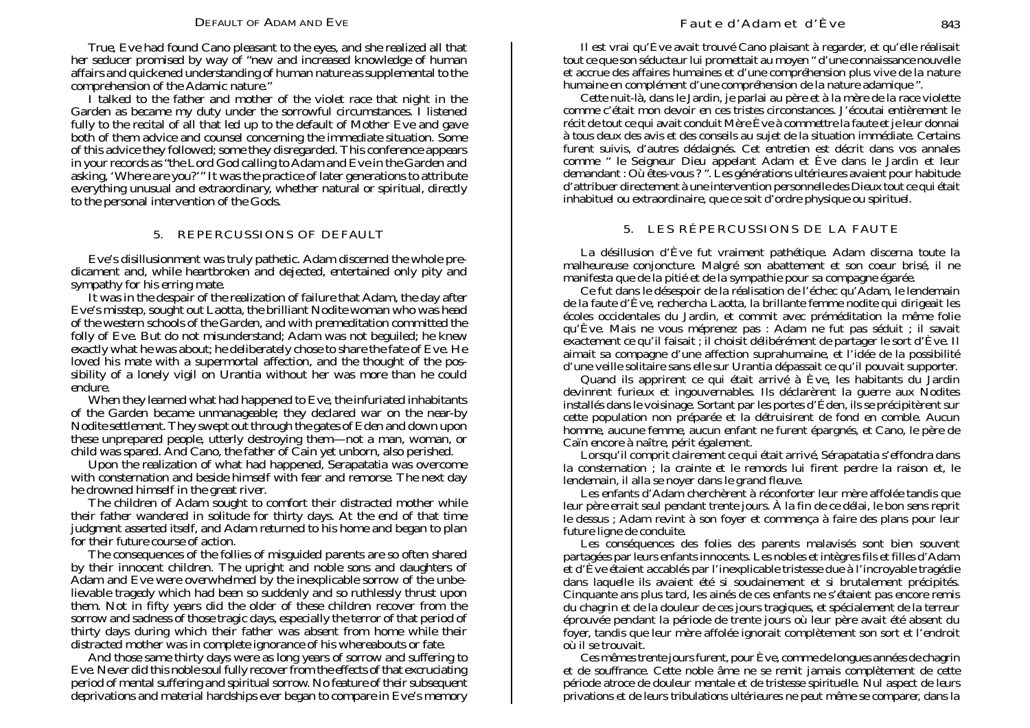True, Eve had found Cano pleasant to the eyes, and she realized all that her seducer promised by way of "new and increased knowledge of human affairs and quickened understanding of human nature as supplemental to the comprehension of the Adamic nature."

I talked to the father and mother of the violet race that night in the Garden as became my duty under the sorrowful circumstances. I listened fully to the recital of all that led up to the default of Mother Eve and gave both of them advice and counsel concerning the immediate situation. Some of this advice they followed; some they disregarded. This conference appears in your records as "the Lord God calling to Adam and Eve in the Garden and asking, 'Where are you?'" It was the practice of later generations to attribute everything unusual and extraordinary, whether natural or spiritual, directly to the personal intervention of the Gods.

## 5. REPERCUSSIONS OF DEFAULT

Eve's disillusionment was truly pathetic. Adam discerned the whole predicament and, while heartbroken and dejected, entertained only pity and sympathy for his erring mate.

It was in the despair of the realization of failure that Adam, the day after Eve's misstep, sought out Laotta, the brilliant Nodite woman who was head of the western schools of the Garden, and with premeditation committed the folly of Eve. But do not misunderstand; Adam was not beguiled; he knew exactly what he was about; he deliberately chose to share the fate of Eve. He loved his mate with a supermortal affection, and the thought of the possibility of a lonely vigil on Urantia without her was more than he could endure.

When they learned what had happened to Eve, the infuriated inhabitants of the Garden became unmanageable; they declared war on the near-by Nodite settlement. They swept out through the gates of Eden and down upon these unprepared people, utterly destroying them—not a man, woman, or child was spared. And Cano, the father of Cain yet unborn, also perished.

Upon the realization of what had happened, Serapatatia was overcome with consternation and beside himself with fear and remorse. The next day he drowned himself in the great river.

The children of Adam sought to comfort their distracted mother while their father wandered in solitude for thirty days. At the end of that time judgment asserted itself, and Adam returned to his home and began to plan for their future course of action.

The consequences of the follies of misguided parents are so often shared by their innocent children. The upright and noble sons and daughters of Adam and Eve were overwhelmed by the inexplicable sorrow of the unbelievable tragedy which had been so suddenly and so ruthlessly thrust upon them. Not in fifty years did the older of these children recover from the sorrow and sadness of those tragic days, especially the terror of that period of thirty days during which their father was absent from home while their distracted mother was in complete ignorance of his whereabouts or fate.

And those same thirty days were as long years of sorrow and suffering to Eve. Never did this noble soul fully recover from the effects of that excruciating period of mental suffering and spiritual sorrow. No feature of their subsequent deprivations and material hardships ever began to compare in Eve's memory

Il est vrai qu'Ève avait trouvé Cano plaisant à regarder, et qu'elle réalisait tout ce que son séducteur lui promettait au moyen " d'une connaissance nouvelle et accrue des affaires humaines et d'une compréhension plus vive de la nature humaine en complément d'une compréhension de la nature adamique ".

Cette nuit-là, dans le Jardin, je parlai au père et à la mère de la race violette comme c'était mon devoir en ces tristes circonstances. J'écoutai entièrement le récit de tout ce qui avait conduit Mère Ève à commettre la faute et je leur donnai à tous deux des avis et des conseils au sujet de la situation immédiate. Certains furent suivis, d'autres dédaignés. Cet entretien est décrit dans vos annales comme " le Seigneur Dieu appelant Adam et Ève dans le Jardin et leur demandant : Où êtes-vous ? ". Les générations ultérieures avaient pour habitude d'attribuer directement à une intervention personnelle des Dieux tout ce qui était inhabituel ou extraordinaire, que ce soit d'ordre physique ou spirituel.

## 5. LES RÉPERCUSSIONS DE LA FAUTE

La désillusion d'Ève fut vraiment pathétique. Adam discerna toute la malheureuse conjoncture. Malgré son abattement et son coeur brisé, il ne manifesta que de la pitié et de la sympathie pour sa compagne égarée.

Ce fut dans le désespoir de la réalisation de l'échec qu'Adam, le lendemain de la faute d'Ève, rechercha Laotta, la brillante femme nodite qui dirigeait les écoles occidentales du Jardin, et commit avec préméditation la même folie qu'Ève. Mais ne vous méprenez pas : Adam ne fut pas séduit ; il savait exactement ce qu'il faisait ; il choisit délibérément de partager le sort d'Ève. Il aimait sa compagne d'une affection suprahumaine, et l'idée de la possibilité d'une veille solitaire sans elle sur Urantia dépassait ce qu'il pouvait supporter.

Quand ils apprirent ce qui était arrivé à Ève, les habitants du Jardin devinrent furieux et ingouvernables. Ils déclarèrent la guerre aux Nodites installés dans le voisinage. Sortant par les portes d'Éden, ils se précipitèrent sur cette population non préparée et la détruisirent de fond en comble. Aucun homme, aucune femme, aucun enfant ne furent épargnés, et Cano, le père de Caïn encore à naître, périt également.

Lorsqu'il comprit clairement ce qui était arrivé, Sérapatatia s'effondra dans la consternation ; la crainte et le remords lui firent perdre la raison et, le lendemain, il alla se noyer dans le grand fleuve.

Les enfants d'Adam cherchèrent à réconforter leur mère affolée tandis que leur père errait seul pendant trente jours. À la fin de ce délai, le bon sens reprit le dessus ; Adam revint à son foyer et commença à faire des plans pour leur future ligne de conduite.

Les conséquences des folies des parents malavisés sont bien souvent partagées par leurs enfants innocents. Les nobles et intègres fils et filles d'Adam et d'Ève étaient accablés par l'inexplicable tristesse due à l'incroyable tragédie dans laquelle ils avaient été si soudainement et si brutalement précipités. Cinquante ans plus tard, les aînés de ces enfants ne s'étaient pas encore remis du chagrin et de la douleur de ces jours tragiques, et spécialement de la terreur éprouvée pendant la période de trente jours où leur père avait été absent du foyer, tandis que leur mère affolée ignorait complètement son sort et l'endroit où il se trouvait.

Ces mêmes trente jours furent, pour Ève, comme de longues années de chagrin et de souffrance. Cette noble âme ne se remit jamais complètement de cette période atroce de douleur mentale et de tristesse spirituelle. Nul aspect de leurs privations et de leurs tribulations ultérieures ne peut même se comparer, dans la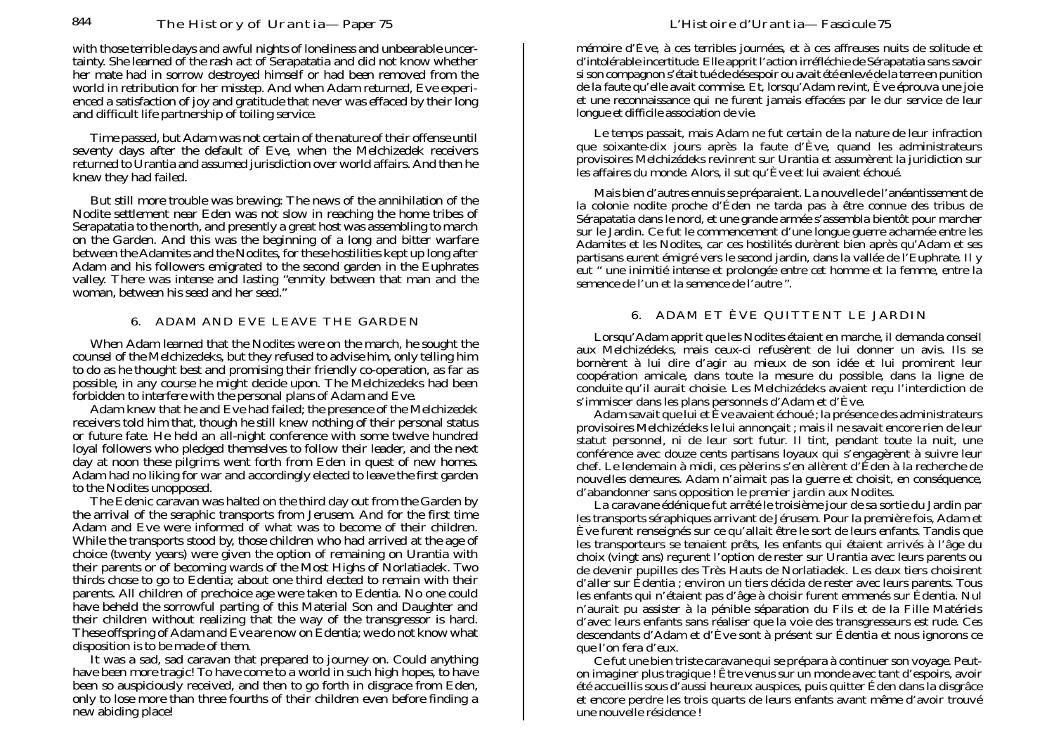with those terrible days and awful nights of loneliness and unbearable uncertainty. She learned of the rash act of Serapatatia and did not know whether her mate had in sorrow destroyed himself or had been removed from the world in retribution for her misstep. And when Adam returned, Eve experienced a satisfaction of joy and gratitude that never was effaced by their long and difficult life partnership of toiling service.

Time passed, but Adam was not certain of the nature of their offense until seventy days after the default of Eve, when the Melchizedek receivers returned to Urantia and assumed jurisdiction over world affairs. And then he knew they had failed.

But still more trouble was brewing: The news of the annihilation of the Nodite settlement near Eden was not slow in reaching the home tribes of Serapatatia to the north, and presently a great host was assembling to march on the Garden. And this was the beginning of a long and bitter warfare between the Adamites and the Nodites, for these hostilities kept up long after Adam and his followers emigrated to the second garden in the Euphrates valley. There was intense and lasting "enmity between that man and the woman, between his seed and her seed."

## 6. ADAM AND EVE LEAVE THE GARDEN

When Adam learned that the Nodites were on the march, he sought the counsel of the Melchizedeks, but they refused to advise him, only telling him to do as he thought best and promising their friendly co-operation, as far as possible, in any course he might decide upon. The Melchizedeks had been forbidden to interfere with the personal plans of Adam and Eve.

Adam knew that he and Eve had failed; the presence of the Melchizedek receivers told him that, though he still knew nothing of their personal status or future fate. He held an all-night conference with some twelve hundred loyal followers who pledged themselves to follow their leader, and the next day at noon these pilgrims went forth from Eden in quest of new homes. Adam had no liking for war and accordingly elected to leave the first garden to the Nodites unopposed.

The Edenic caravan was halted on the third day out from the Garden by the arrival of the seraphic transports from Jerusem. And for the first time Adam and Eve were informed of what was to become of their children. While the transports stood by, those children who had arrived at the age of choice (twenty years) were given the option of remaining on Urantia with their parents or of becoming wards of the Most Highs of Norlatiadek. Two thirds chose to go to Edentia; about one third elected to remain with their parents. All children of prechoice age were taken to Edentia. No one could have beheld the sorrowful parting of this Material Son and Daughter and their children without realizing that the way of the transgressor is hard. These offspring of Adam and Eve are now on Edentia; we do not know what disposition is to be made of them.

It was a sad, sad caravan that prepared to journey on. Could anything have been more tragic! To have come to a world in such high hopes, to have been so auspiciously received, and then to go forth in disgrace from Eden, only to lose more than three fourths of their children even before finding a new abiding place!

mémoire d'Ève, à ces terribles journées, et à ces affreuses nuits de solitude et d'intolérable incertitude. Elle apprit l'action irréfléchie de Sérapatatia sans savoir si son compagnon s'était tué de désespoir ou avait été enlevé de la terre en punition de la faute qu'elle avait commise. Et, lorsqu'Adam revint, Ève éprouva une joie et une reconnaissance qui ne furent jamais effacées par le dur service de leur longue et difficile association de vie.

Le temps passait, mais Adam ne fut certain de la nature de leur infraction que soixante-dix jours après la faute d'Ève, quand les administrateurs provisoires Melchizédeks revinrent sur Urantia et assumèrent la juridiction sur les affaires du monde. Alors, il sut qu'Ève et lui avaient échoué.

Mais bien d'autres ennuis se préparaient. La nouvelle de l'anéantissement de la colonie nodite proche d'Éden ne tarda pas à être connue des tribus de Sérapatatia dans le nord, et une grande armée s'assembla bientôt pour marcher sur le Jardin. Ce fut le commencement d'une longue guerre acharnée entre les Adamites et les Nodites, car ces hostilités durèrent bien après qu'Adam et ses partisans eurent émigré vers le second jardin, dans la vallée de l'Euphrate. Il y eut " une inimitié intense et prolongée entre cet homme et la femme, entre la semence de l'un et la semence de l'autre ".

## 6. ADAM ET ÈVE QUITTENT LE JARDIN

Lorsqu'Adam apprit que les Nodites étaient en marche, il demanda conseil aux Melchizédeks, mais ceux-ci refusèrent de lui donner un avis. Ils se bornèrent à lui dire d'agir au mieux de son idée et lui promirent leur coopération amicale, dans toute la mesure du possible, dans la ligne de conduite qu'il aurait choisie. Les Melchizédeks avaient reçu l'interdiction de s'immiscer dans les plans personnels d'Adam et d'Ève.

Adam savait que lui et Ève avaient échoué ; la présence des administrateurs provisoires Melchizédeks le lui annonçait ; mais il ne savait encore rien de leur statut personnel, ni de leur sort futur. Il tint, pendant toute la nuit, une conférence avec douze cents partisans loyaux qui s'engagèrent à suivre leur chef. Le lendemain à midi, ces pèlerins s'en allèrent d'Éden à la recherche de nouvelles demeures. Adam n'aimait pas la guerre et choisit, en conséquence, d'abandonner sans opposition le premier jardin aux Nodites.

La caravane édénique fut arrêtée le troisième jour de sa sortie du Jardin par les transports séraphiques arrivant de Jérusem. Pour la première fois, Adam et Ève furent renseignés sur ce qu'allait être le sort de leurs enfants. Tandis que les transporteurs se tenaient prêts, les enfants qui étaient arrivés à l'âge du choix (vingt ans) reçurent l'option de rester sur Urantia avec leurs parents ou de devenir pupilles des Très Hauts de Norlatiadek. Les deux tiers choisirent d'aller sur Édentia ; environ un tiers décida de rester avec leurs parents. Tous les enfants qui n'étaient pas d'âge à choisir furent emmenés sur Édentia. Nul n'aurait pu assister à la pénible séparation du Fils et de la Fille Matériels d'avec leurs enfants sans réaliser que la voie des transgresseurs est rude. Ces descendants d'Adam et d'Ève sont à présent sur Édentia et nous ignorons ce que l'on fera d'eux.

Ce fut une bien triste caravane qui se prépara à continuer son voyage. Peut-on imaginer plus tragique ! Être venus sur un monde avec tant d'espoirs, avoir été accueillis sous d'aussi heureux auspices, puis quitter Éden dans la disgrâce et encore perdre les trois quarts de leurs enfants avant même d'avoir trouvé une nouvelle résidence !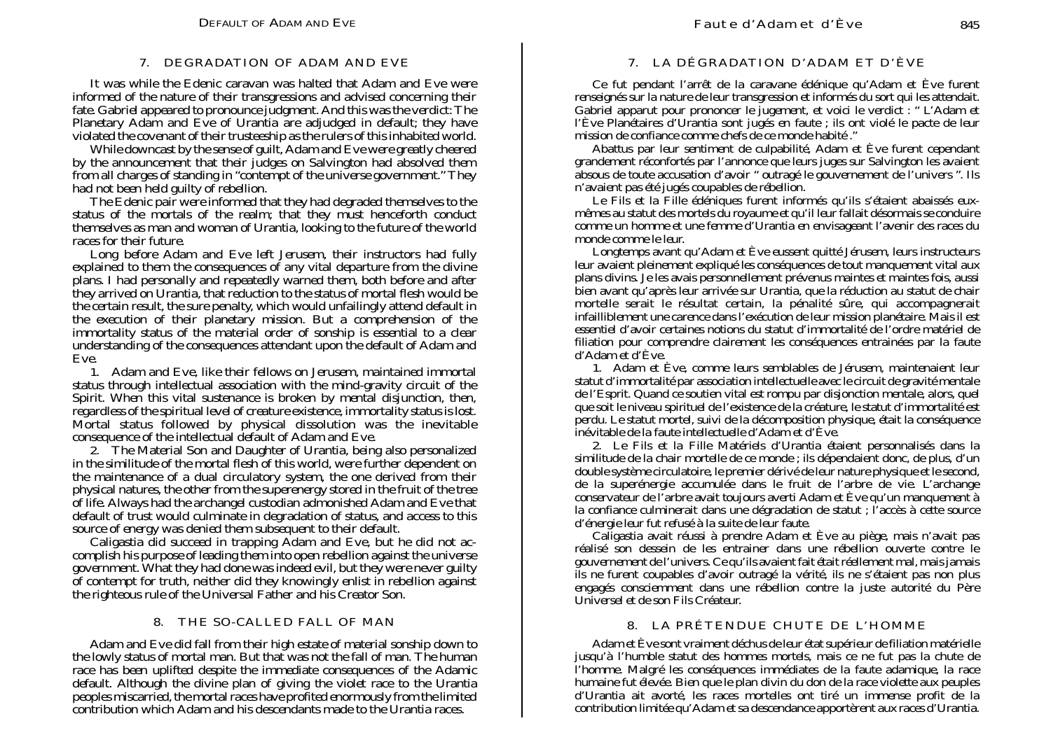## 7. DEGRADATION OF ADAM AND EVE

It was while the Edenic caravan was halted that Adam and Eve were informed of the nature of their transgressions and advised concerning their fate. Gabriel appeared to pronounce judgment. And this was the verdict: The Planetary Adam and Eve of Urantia are adjudged in default; they have violated the covenant of their trusteeship as the rulers of this inhabited world.

While downcast by the sense of guilt, Adam and Eve were greatly cheered by the announcement that their judges on Salvington had absolved them from all charges of standing in "contempt of the universe government." They had not been held guilty of rebellion.

The Edenic pair were informed that they had degraded themselves to the status of the mortals of the realm; that they must henceforth conduct themselves as man and woman of Urantia, looking to the future of the world races for their future.

Long before Adam and Eve left Jerusem, their instructors had fully explained to them the consequences of any vital departure from the divine plans. I had personally and repeatedly warned them, both before and after they arrived on Urantia, that reduction to the status of mortal flesh would be the certain result, the sure penalty, which would unfailingly attend default in the execution of their planetary mission. But a comprehension of the immortality status of the material order of sonship is essential to a clear understanding of the consequences attendant upon the default of Adam and Eve.

1. Adam and Eve, like their fellows on Jerusem, maintained immortal status through intellectual association with the mind-gravity circuit of the Spirit. When this vital sustenance is broken by mental disjunction, then, regardless of the spiritual level of creature existence, immortality status is lost. Mortal status followed by physical dissolution was the inevitable consequence of the intellectual default of Adam and Eve.

2. The Material Son and Daughter of Urantia, being also personalized in the similitude of the mortal flesh of this world, were further dependent on the maintenance of a dual circulatory system, the one derived from their physical natures, the other from the superenergy stored in the fruit of the tree of life. Always had the archangel custodian admonished Adam and Eve that default of trust would culminate in degradation of status, and access to this source of energy was denied them subsequent to their default.

Caligastia did succeed in trapping Adam and Eve, but he did not accomplish his purpose of leading them into open rebellion against the universe government. What they had done was indeed evil, but they were never guilty of contempt for truth, neither did they knowingly enlist in rebellion against the righteous rule of the Universal Father and his Creator Son.

## 8. THE SO-CALLED FALL OF MAN

Adam and Eve did fall from their high estate of material sonship down to the lowly status of mortal man. But that was not the fall of man. The human race has been uplifted despite the immediate consequences of the Adamic default. Although the divine plan of giving the violet race to the Urantia peoples miscarried, the mortal races have profited enormously from the limited contribution which Adam and his descendants made to the Urantia races.

## 7. LA DÉGRADATION D'ADAM ET D'ÈVE

Ce fut pendant l'arrêt de la caravane édénique qu'Adam et Ève furent renseignés sur la nature de leur transgression et informés du sort qui les attendait. Gabriel apparut pour prononcer le jugement, et voici le verdict : " L'Adam et l'Ève Planétaires d'Urantia sont jugés en faute ; ils ont violé le pacte de leur mission de confiance comme chefs de ce monde habité ."

Abattus par leur sentiment de culpabilité, Adam et Ève furent cependant grandement réconfortés par l'annonce que leurs juges sur Salvington les avaient absous de toute accusation d'avoir " outragé le gouvernement de l'univers ". Ils n'avaient pas été jugés coupables de rébellion.

Le Fils et la Fille édéniques furent informés qu'ils s'étaient abaissés eux-mêmes au statut des mortels du royaume et qu'il leur fallait désormais se conduire comme un homme et une femme d'Urantia en envisageant l'avenir des races du monde comme le leur.

Longtemps avant qu'Adam et Ève eussent quitté Jérusem, leurs instructeurs leur avaient pleinement expliqué les conséquences de tout manquement vital aux plans divins. Je les avais personnellement prévenus maintes et maintes fois, aussi bien avant qu'après leur arrivée sur Urantia, que la réduction au statut de chair mortelle serait le résultat certain, la pénalité sûre, qui accompagnerait infailliblement une carence dans l'exécution de leur mission planétaire. Mais il est essentiel d'avoir certaines notions du statut d'immortalité de l'ordre matériel de filiation pour comprendre clairement les conséquences entrainées par la faute d'Adam et d'Ève.

1. Adam et Ève, comme leurs semblables de Jérusem, maintenaient leur statut d'immortalité par association intellectuelle avec le circuit de gravité mentale de l'Esprit. Quand ce soutien vital est rompu par disjonction mentale, alors, quel que soit le niveau spirituel de l'existence de la créature, le statut d'immortalité est perdu. Le statut mortel, suivi de la décomposition physique, était la conséquence inévitable de la faute intellectuelle d'Adam et d'Ève.

2. Le Fils et la Fille Matériels d'Urantia étaient personnalisés dans la similitude de la chair mortelle de ce monde ; ils dépendaient donc, de plus, d'un double système circulatoire, le premier dérivé de leur nature physique et le second, de la superénergie accumulée dans le fruit de l'arbre de vie. L'archange conservateur de l'arbre avait toujours averti Adam et Ève qu'un manquement à la confiance culminerait dans une dégradation de statut ; l'accès à cette source d'énergie leur fut refusé à la suite de leur faute.

Caligastia avait réussi à prendre Adam et Ève au piège, mais n'avait pas réalisé son dessein de les entrainer dans une rébellion ouverte contre le gouvernement de l'univers. Ce qu'ils avaient fait était réellement mal, mais jamais ils ne furent coupables d'avoir outragé la vérité, ils ne s'étaient pas non plus engagés consciemment dans une rébellion contre la juste autorité du Père Universel et de son Fils Créateur.

## 8. LA PRÉTENDUE CHUTE DE L'HOMME

Adam et Ève sont vraiment déchus de leur état supérieur de filiation matérielle jusqu'à l'humble statut des hommes mortels, mais ce ne fut pas la chute de l'homme. Malgré les conséquences immédiates de la faute adamique, la race humaine fut élevée. Bien que le plan divin du don de la race violette aux peuples d'Urantia ait avorté, les races mortelles ont tiré un immense profit de la contribution limitée qu'Adam et sa descendance apportèrent aux races d'Urantia.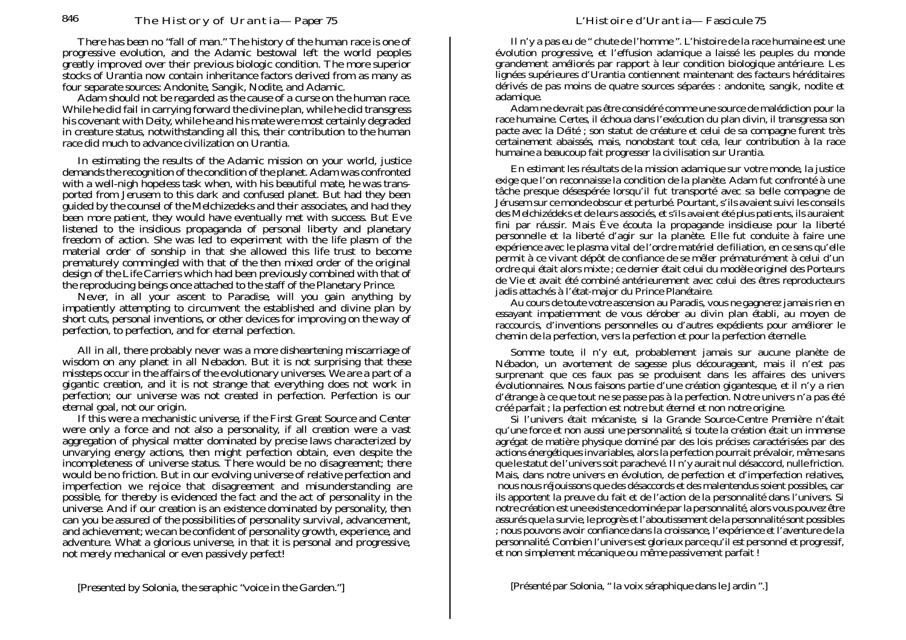There has been no "fall of man." The history of the human race is one of progressive evolution, and the Adamic bestowal left the world peoples greatly improved over their previous biologic condition. The more superior stocks of Urantia now contain inheritance factors derived from as many as four separate sources: Andonite, Sangik, Nodite, and Adamic.

Adam should not be regarded as the cause of a curse on the human race. While he did fail in carrying forward the divine plan, while he did transgress his covenant with Deity, while he and his mate were most certainly degraded in creature status, notwithstanding all this, their contribution to the human race did much to advance civilization on Urantia.

In estimating the results of the Adamic mission on your world, justice demands the recognition of the condition of the planet. Adam was confronted with a well-nigh hopeless task when, with his beautiful mate, he was transported from Jerusem to this dark and confused planet. But had they been guided by the counsel of the Melchizedeks and their associates, and had they been more patient, they would have eventually met with success. But Eve listened to the insidious propaganda of personal liberty and planetary freedom of action. She was led to experiment with the life plasm of the material order of sonship in that she allowed this life trust to become prematurely commingled with that of the then mixed order of the original design of the Life Carriers which had been previously combined with that of the reproducing beings once attached to the staff of the Planetary Prince.

Never, in all your ascent to Paradise, will you gain anything by impatiently attempting to circumvent the established and divine plan by short cuts, personal inventions, or other devices for improving on the way of perfection, to perfection, and for eternal perfection.

All in all, there probably never was a more disheartening miscarriage of wisdom on any planet in all Nebadon. But it is not surprising that these missteps occur in the affairs of the evolutionary universes. We are a part of a gigantic creation, and it is not strange that everything does not work in perfection; our universe was not created in perfection. Perfection is our eternal goal, not our origin.

If this were a mechanistic universe, if the First Great Source and Center were only a force and not also a personality, if all creation were a vast aggregation of physical matter dominated by precise laws characterized by unvarying energy actions, then might perfection obtain, even despite the incompleteness of universe status. There would be no disagreement; there would be no friction. But in our evolving universe of relative perfection and imperfection we rejoice that disagreement and misunderstanding are possible, for thereby is evidenced the fact and the act of personality in the universe. And if our creation is an existence dominated by personality, then can you be assured of the possibilities of personality survival, advancement, and achievement; we can be confident of personality growth, experience, and adventure. What a glorious universe, in that it is personal and progressive, not merely mechanical or even passively perfect!

[Presented by Solonia, the seraphic "voice in the Garden."]

Il n'y a pas eu de « chute de l'homme ». L'histoire de la race humaine est une évolution progressive, et l'effusion adamique a laissé les peuples du monde grandement améliorés par rapport à leur condition biologique antérieure. Les lignées supérieures d'Urantia contiennent maintenant des facteurs héréditaires dérivés de pas moins de quatre sources séparées : andonite, sangik, nodite et adamique.

Adam ne devrait pas être considéré comme une source de malédiction pour la race humaine. Certes, il échoua dans l'exécution du plan divin, il transgressa son pacte avec la Déité ; son statut de créature et celui de sa compagne furent très certainement abaissés, mais, nonobstant tout cela, leur contribution à la race humaine a beaucoup fait progresser la civilisation sur Urantia.

En estimant les résultats de la mission adamique sur votre monde, la justice exige que l'on reconnaisse la condition de la planète. Adam fut confronté à une tâche presque désespérée lorsqu'il fut transporté avec sa belle compagne de Jérusem sur ce monde obscur et perturbé. Pourtant, s'ils avaient suivi les conseils des Melchizédeks et de leurs associés, et s'ils avaient été plus patients, ils auraient fini par réussir. Mais Ève écouta la propagande insidieuse pour la liberté personnelle et la liberté d'agir sur la planète. Elle fut conduite à faire une expérience avec le plasma vital de l'ordre matériel de filiation, en ce sens qu'elle permit à ce vivant dépôt de confiance de se mêler prématurément à celui d'un ordre qui était alors mixte ; ce dernier était celui du modèle originel des Porteurs de Vie et avait été combiné antérieurement avec celui des êtres reproducteurs jadis attachés à l'état-major du Prince Planétaire.

Au cours de toute votre ascension au Paradis, vous ne gagnerez jamais rien en essayant impatiemment de vous dérober au divin plan établi, au moyen de raccourcis, d'inventions personnelles ou d'autres expédients pour améliorer le chemin de la perfection, vers la perfection et pour la perfection éternelle.

Somme toute, il n'y eut, probablement jamais sur aucune planète de Nébadon, un avortement de sagesse plus décourageant, mais il n'est pas surprenant que ces faux pas se produisent dans les affaires des univers évolutionnaires. Nous faisons partie d'une création gigantesque, et il n'y a rien d'étrange à ce que tout ne se passe pas à la perfection. Notre univers n'a pas été créé parfait ; la perfection est notre but éternel et non notre origine.

Si l'univers était mécaniste, si la Grande Source-Centre Première n'était qu'une force et non aussi une personnalité, si toute la création était un immense agrégat de matière physique dominé par des lois précises caractérisées par des actions énergétiques invariables, alors la perfection pourrait prévaloir, même sans que le statut de l'univers soit parachevé. Il n'y aurait nul désaccord, nulle friction. Mais, dans notre univers en évolution, de perfection et d'imperfection relatives, nous nous réjouissons que des désaccords et des malentendus soient possibles, car ils apportent la preuve du fait et de l'action de la personnalité dans l'univers. Si notre création est une existence dominée par la personnalité, alors vous pouvez être assurés que la survie, le progrès et l'aboutissement de la personnalité sont possibles ; nous pouvons avoir confiance dans la croissance, l'expérience et l'aventure de la personnalité. Combien l'univers est glorieux parce qu'il est personnel et progressif, et non simplement mécanique ou même passivement parfait !

[Présenté par Solonia, « la voix séraphique dans le Jardin ».]